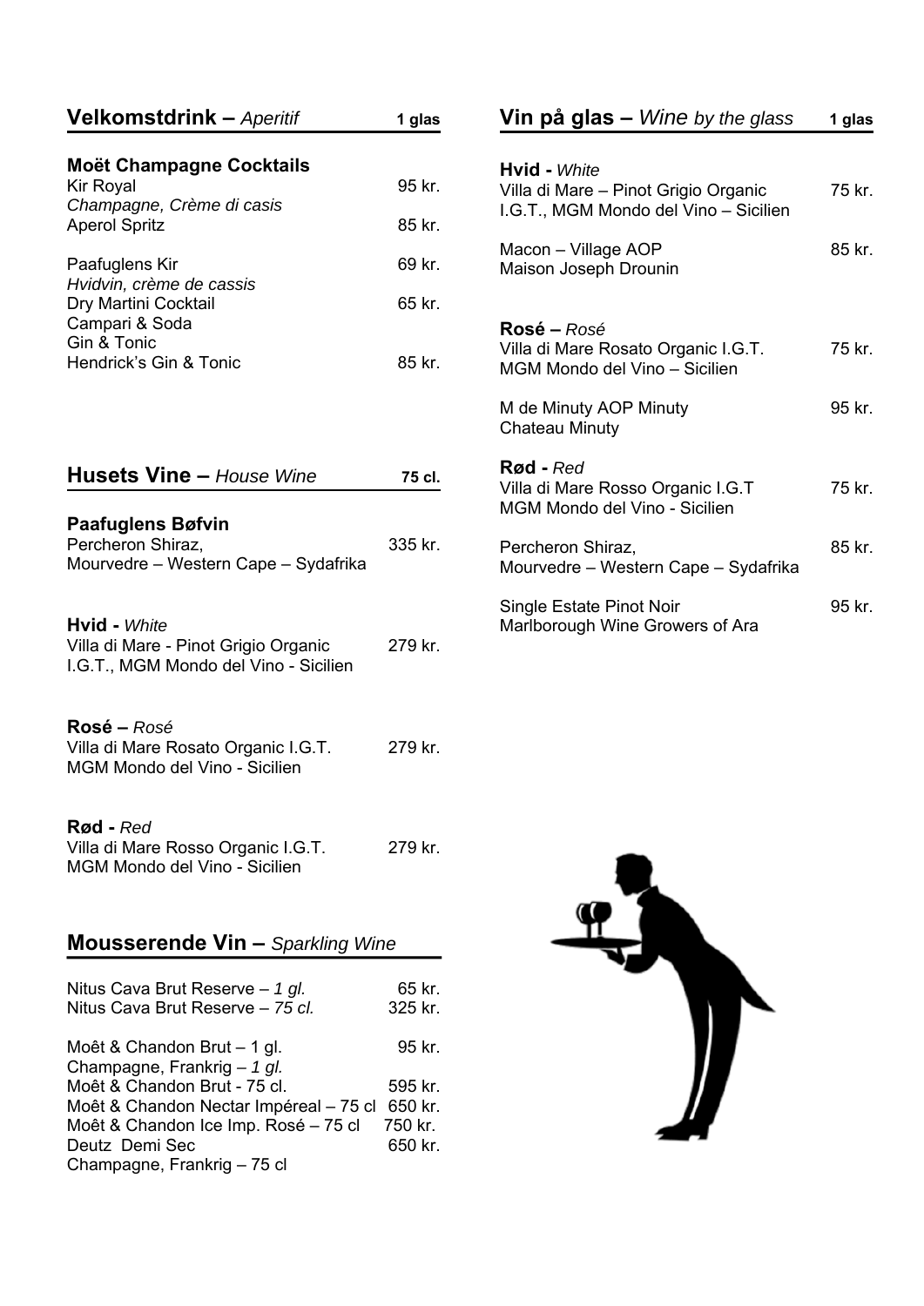## Velkomstdrink – *Aperitif*

| | 1 glas |
|---|---|
| **Moët Champagne Cocktails** | |
| Kir Royal<br>*Champagne, Crème di casis* | 95 kr. |
| Aperol Spritz | 85 kr. |
| Paafuglens Kir<br>*Hvidvin, crème de cassis* | 69 kr. |
| Dry Martini Cocktail<br>Campari & Soda<br>Gin & Tonic | 65 kr. |
| Hendrick's Gin & Tonic | 85 kr. |

## Husets Vine – *House Wine*

| | 75 cl. |
|---|---|
| **Paafuglens Bøfvin** | |
| Percheron Shiraz,<br>Mourvedre – Western Cape – Sydafrika | 335 kr. |
| **Hvid** - *White* | |
| Villa di Mare - Pinot Grigio Organic<br>I.G.T., MGM Mondo del Vino - Sicilien | 279 kr. |
| **Rosé** – *Rosé* | |
| Villa di Mare Rosato Organic I.G.T.<br>MGM Mondo del Vino - Sicilien | 279 kr. |
| **Rød** - *Red* | |
| Villa di Mare Rosso Organic I.G.T.<br>MGM Mondo del Vino - Sicilien | 279 kr. |

## Mousserende Vin – *Sparkling Wine*

| | |
|---|---|
| Nitus Cava Brut Reserve – *1 gl.* | 65 kr. |
| Nitus Cava Brut Reserve – *75 cl.* | 325 kr. |
| Moêt & Chandon Brut – 1 gl.<br>Champagne, Frankrig – *1 gl.* | 95 kr. |
| Moêt & Chandon Brut - 75 cl. | 595 kr. |
| Moêt & Chandon Nectar Impéreal – 75 cl | 650 kr. |
| Moêt & Chandon Ice Imp. Rosé – 75 cl | 750 kr. |
| Deutz Demi Sec<br>Champagne, Frankrig – 75 cl | 650 kr. |

## Vin på glas – *Wine by the glass*

| | 1 glas |
|---|---|
| **Hvid** - *White* | |
| Villa di Mare – Pinot Grigio Organic<br>I.G.T., MGM Mondo del Vino – Sicilien | 75 kr. |
| Macon – Village AOP<br>Maison Joseph Drounin | 85 kr. |
| **Rosé** – *Rosé* | |
| Villa di Mare Rosato Organic I.G.T.<br>MGM Mondo del Vino – Sicilien | 75 kr. |
| M de Minuty AOP Minuty<br>Chateau Minuty | 95 kr. |
| **Rød** - *Red* | |
| Villa di Mare Rosso Organic I.G.T<br>MGM Mondo del Vino - Sicilien | 75 kr. |
| Percheron Shiraz,<br>Mourvedre – Western Cape – Sydafrika | 85 kr. |
| Single Estate Pinot Noir<br>Marlborough Wine Growers of Ara | 95 kr. |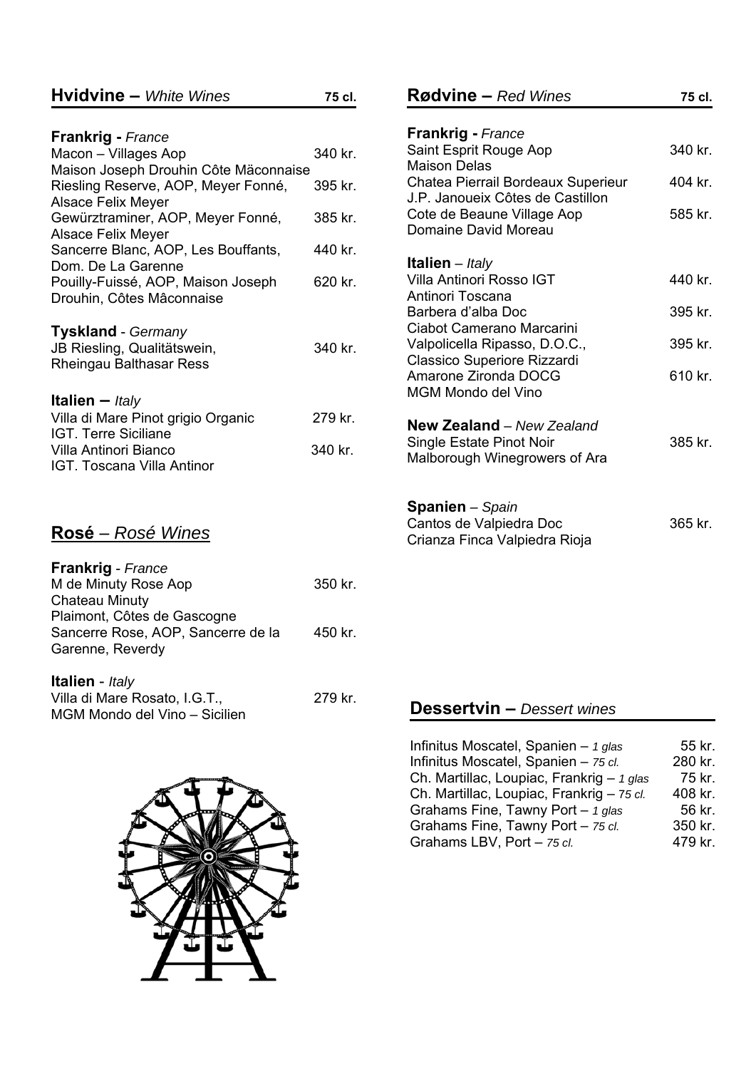## Hvidvine – *White Wines* (75 cl.)

**Frankrig** - *France*

| Vin | Pris |
|---|---|
| Macon – Villages Aop<br>Maison Joseph Drouhin Côte Mäconnaise | 340 kr. |
| Riesling Reserve, AOP, Meyer Fonné,<br>Alsace Felix Meyer | 395 kr. |
| Gewürztraminer, AOP, Meyer Fonné,<br>Alsace Felix Meyer | 385 kr. |
| Sancerre Blanc, AOP, Les Bouffants,<br>Dom. De La Garenne | 440 kr. |
| Pouilly-Fuissé, AOP, Maison Joseph<br>Drouhin, Côtes Mâconnaise | 620 kr. |

**Tyskland** - *Germany*

| Vin | Pris |
|---|---|
| JB Riesling, Qualitätswein,<br>Rheingau Balthasar Ress | 340 kr. |

**Italien** – *Italy*

| Vin | Pris |
|---|---|
| Villa di Mare Pinot grigio Organic<br>IGT. Terre Siciliane | 279 kr. |
| Villa Antinori Bianco<br>IGT. Toscana Villa Antinor | 340 kr. |

## Rosé – *Rosé Wines*

**Frankrig** - *France*

| Vin | Pris |
|---|---|
| M de Minuty Rose Aop<br>Chateau Minuty<br>Plaimont, Côtes de Gascogne | 350 kr. |
| Sancerre Rose, AOP, Sancerre de la<br>Garenne, Reverdy | 450 kr. |

**Italien** - *Italy*

| Vin | Pris |
|---|---|
| Villa di Mare Rosato, I.G.T.,<br>MGM Mondo del Vino – Sicilien | 279 kr. |

## Rødvine – *Red Wines* (75 cl.)

**Frankrig** - *France*

| Vin | Pris |
|---|---|
| Saint Esprit Rouge Aop<br>Maison Delas | 340 kr. |
| Chatea Pierrail Bordeaux Superieur<br>J.P. Janoueix Côtes de Castillon | 404 kr. |
| Cote de Beaune Village Aop<br>Domaine David Moreau | 585 kr. |

**Italien** – *Italy*

| Vin | Pris |
|---|---|
| Villa Antinori Rosso IGT<br>Antinori Toscana | 440 kr. |
| Barbera d'alba Doc<br>Ciabot Camerano Marcarini | 395 kr. |
| Valpolicella Ripasso, D.O.C.,<br>Classico Superiore Rizzardi | 395 kr. |
| Amarone Zironda DOCG<br>MGM Mondo del Vino | 610 kr. |

**New Zealand** – *New Zealand*

| Vin | Pris |
|---|---|
| Single Estate Pinot Noir<br>Malborough Winegrowers of Ara | 385 kr. |

**Spanien** – *Spain*

| Vin | Pris |
|---|---|
| Cantos de Valpiedra Doc<br>Crianza Finca Valpiedra Rioja | 365 kr. |

## Dessertvin – *Dessert wines*

| Vin | Pris |
|---|---|
| Infinitus Moscatel, Spanien – *1 glas* | 55 kr. |
| Infinitus Moscatel, Spanien – *75 cl.* | 280 kr. |
| Ch. Martillac, Loupiac, Frankrig – *1 glas* | 75 kr. |
| Ch. Martillac, Loupiac, Frankrig – *75 cl.* | 408 kr. |
| Grahams Fine, Tawny Port – *1 glas* | 56 kr. |
| Grahams Fine, Tawny Port – *75 cl.* | 350 kr. |
| Grahams LBV, Port – *75 cl.* | 479 kr. |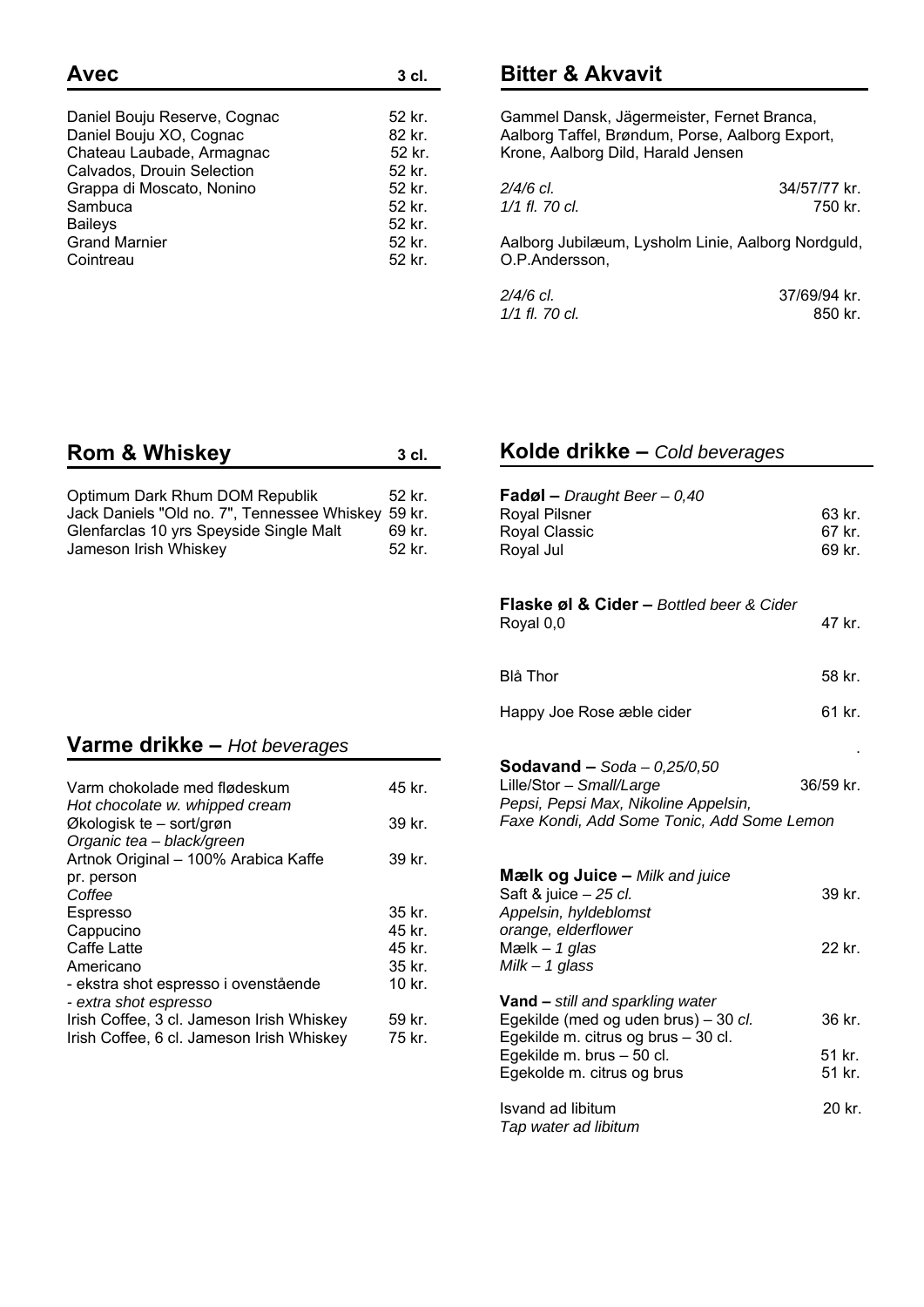## Avec

| | 3 cl. |
|---|---|
| Daniel Bouju Reserve, Cognac | 52 kr. |
| Daniel Bouju XO, Cognac | 82 kr. |
| Chateau Laubade, Armagnac | 52 kr. |
| Calvados, Drouin Selection | 52 kr. |
| Grappa di Moscato, Nonino | 52 kr. |
| Sambuca | 52 kr. |
| Baileys | 52 kr. |
| Grand Marnier | 52 kr. |
| Cointreau | 52 kr. |

## Bitter & Akvavit

Gammel Dansk, Jägermeister, Fernet Branca, Aalborg Taffel, Brøndum, Porse, Aalborg Export, Krone, Aalborg Dild, Harald Jensen

| | |
|---|---|
| *2/4/6 cl.* | 34/57/77 kr. |
| *1/1 fl. 70 cl.* | 750 kr. |

Aalborg Jubilæum, Lysholm Linie, Aalborg Nordguld, O.P.Andersson,

| | |
|---|---|
| *2/4/6 cl.* | 37/69/94 kr. |
| *1/1 fl. 70 cl.* | 850 kr. |

## Rom & Whiskey

| | 3 cl. |
|---|---|
| Optimum Dark Rhum DOM Republik | 52 kr. |
| Jack Daniels "Old no. 7", Tennessee Whiskey | 59 kr. |
| Glenfarclas 10 yrs Speyside Single Malt | 69 kr. |
| Jameson Irish Whiskey | 52 kr. |

## Varme drikke – *Hot beverages*

| | |
|---|---|
| Varm chokolade med flødeskum<br>*Hot chocolate w. whipped cream* | 45 kr. |
| Økologisk te – sort/grøn<br>*Organic tea – black/green* | 39 kr. |
| Artnok Original – 100% Arabica Kaffe pr. person<br>*Coffee* | 39 kr. |
| Espresso | 35 kr. |
| Cappucino | 45 kr. |
| Caffe Latte | 45 kr. |
| Americano | 35 kr. |
| - ekstra shot espresso i ovenstående<br>*- extra shot espresso* | 10 kr. |
| Irish Coffee, 3 cl. Jameson Irish Whiskey | 59 kr. |
| Irish Coffee, 6 cl. Jameson Irish Whiskey | 75 kr. |

## Kolde drikke – *Cold beverages*

**Fadøl –** *Draught Beer – 0,40*

| | |
|---|---|
| Royal Pilsner | 63 kr. |
| Royal Classic | 67 kr. |
| Royal Jul | 69 kr. |

**Flaske øl & Cider –** *Bottled beer & Cider*

| | |
|---|---|
| Royal 0,0 | 47 kr. |
| Blå Thor | 58 kr. |
| Happy Joe Rose æble cider | 61 kr. |

**Sodavand –** *Soda – 0,25/0,50*

| | |
|---|---|
| Lille/Stor – *Small/Large* | 36/59 kr. |

*Pepsi, Pepsi Max, Nikoline Appelsin, Faxe Kondi, Add Some Tonic, Add Some Lemon*

**Mælk og Juice –** *Milk and juice*

| | |
|---|---|
| Saft & juice – *25 cl.*<br>*Appelsin, hyldeblomst*<br>*orange, elderflower* | 39 kr. |
| Mælk – *1 glas*<br>*Milk – 1 glass* | 22 kr. |

**Vand –** *still and sparkling water*

| | |
|---|---|
| Egekilde (med og uden brus) – 30 *cl.* | 36 kr. |
| Egekilde m. citrus og brus – 30 cl. | |
| Egekilde m. brus – 50 cl. | 51 kr. |
| Egekolde m. citrus og brus | 51 kr. |
| Isvand ad libitum<br>*Tap water ad libitum* | 20 kr. |